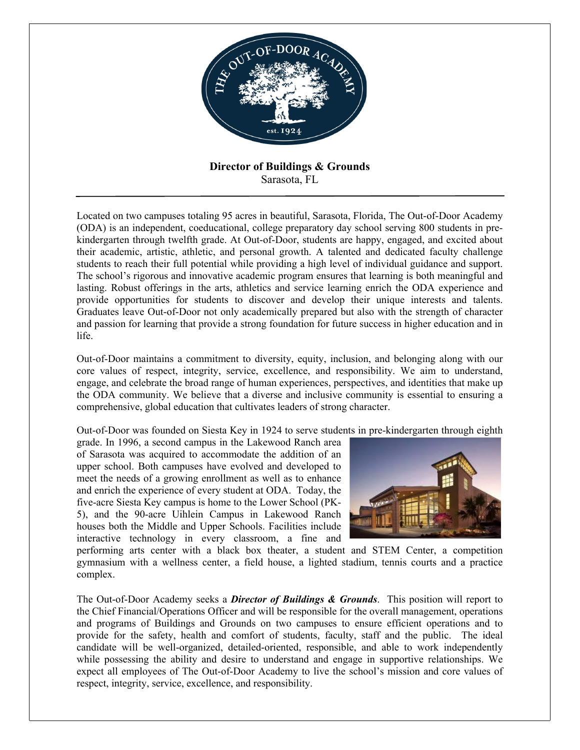**Director of Buildings & Grounds**
Sarasota, FL

---

Located on two campuses totaling 95 acres in beautiful, Sarasota, Florida, The Out-of-Door Academy (ODA) is an independent, coeducational, college preparatory day school serving 800 students in pre-kindergarten through twelfth grade. At Out-of-Door, students are happy, engaged, and excited about their academic, artistic, athletic, and personal growth. A talented and dedicated faculty challenge students to reach their full potential while providing a high level of individual guidance and support. The school's rigorous and innovative academic program ensures that learning is both meaningful and lasting. Robust offerings in the arts, athletics and service learning enrich the ODA experience and provide opportunities for students to discover and develop their unique interests and talents. Graduates leave Out-of-Door not only academically prepared but also with the strength of character and passion for learning that provide a strong foundation for future success in higher education and in life.

Out-of-Door maintains a commitment to diversity, equity, inclusion, and belonging along with our core values of respect, integrity, service, excellence, and responsibility. We aim to understand, engage, and celebrate the broad range of human experiences, perspectives, and identities that make up the ODA community. We believe that a diverse and inclusive community is essential to ensuring a comprehensive, global education that cultivates leaders of strong character.

Out-of-Door was founded on Siesta Key in 1924 to serve students in pre-kindergarten through eighth grade. In 1996, a second campus in the Lakewood Ranch area of Sarasota was acquired to accommodate the addition of an upper school. Both campuses have evolved and developed to meet the needs of a growing enrollment as well as to enhance and enrich the experience of every student at ODA. Today, the five-acre Siesta Key campus is home to the Lower School (PK-5), and the 90-acre Uihlein Campus in Lakewood Ranch houses both the Middle and Upper Schools. Facilities include interactive technology in every classroom, a fine and performing arts center with a black box theater, a student and STEM Center, a competition gymnasium with a wellness center, a field house, a lighted stadium, tennis courts and a practice complex.

The Out-of-Door Academy seeks a ***Director of Buildings & Grounds***. This position will report to the Chief Financial/Operations Officer and will be responsible for the overall management, operations and programs of Buildings and Grounds on two campuses to ensure efficient operations and to provide for the safety, health and comfort of students, faculty, staff and the public. The ideal candidate will be well-organized, detailed-oriented, responsible, and able to work independently while possessing the ability and desire to understand and engage in supportive relationships. We expect all employees of The Out-of-Door Academy to live the school's mission and core values of respect, integrity, service, excellence, and responsibility.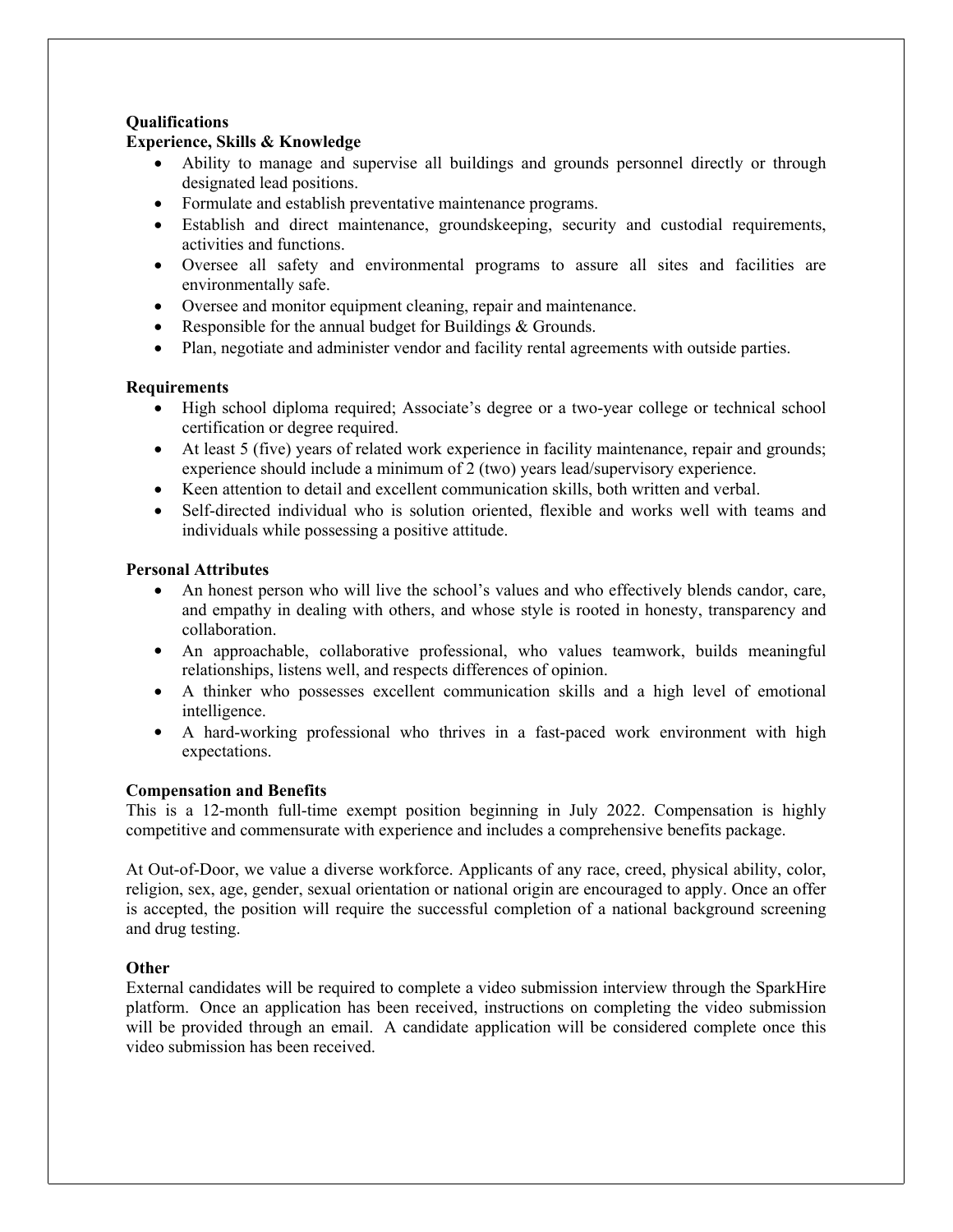**Qualifications**

**Experience, Skills & Knowledge**

- Ability to manage and supervise all buildings and grounds personnel directly or through designated lead positions.
- Formulate and establish preventative maintenance programs.
- Establish and direct maintenance, groundskeeping, security and custodial requirements, activities and functions.
- Oversee all safety and environmental programs to assure all sites and facilities are environmentally safe.
- Oversee and monitor equipment cleaning, repair and maintenance.
- Responsible for the annual budget for Buildings & Grounds.
- Plan, negotiate and administer vendor and facility rental agreements with outside parties.

**Requirements**

- High school diploma required; Associate's degree or a two-year college or technical school certification or degree required.
- At least 5 (five) years of related work experience in facility maintenance, repair and grounds; experience should include a minimum of 2 (two) years lead/supervisory experience.
- Keen attention to detail and excellent communication skills, both written and verbal.
- Self-directed individual who is solution oriented, flexible and works well with teams and individuals while possessing a positive attitude.

**Personal Attributes**

- An honest person who will live the school's values and who effectively blends candor, care, and empathy in dealing with others, and whose style is rooted in honesty, transparency and collaboration.
- An approachable, collaborative professional, who values teamwork, builds meaningful relationships, listens well, and respects differences of opinion.
- A thinker who possesses excellent communication skills and a high level of emotional intelligence.
- A hard-working professional who thrives in a fast-paced work environment with high expectations.

**Compensation and Benefits**

This is a 12-month full-time exempt position beginning in July 2022. Compensation is highly competitive and commensurate with experience and includes a comprehensive benefits package.

At Out-of-Door, we value a diverse workforce. Applicants of any race, creed, physical ability, color, religion, sex, age, gender, sexual orientation or national origin are encouraged to apply. Once an offer is accepted, the position will require the successful completion of a national background screening and drug testing.

**Other**

External candidates will be required to complete a video submission interview through the SparkHire platform. Once an application has been received, instructions on completing the video submission will be provided through an email. A candidate application will be considered complete once this video submission has been received.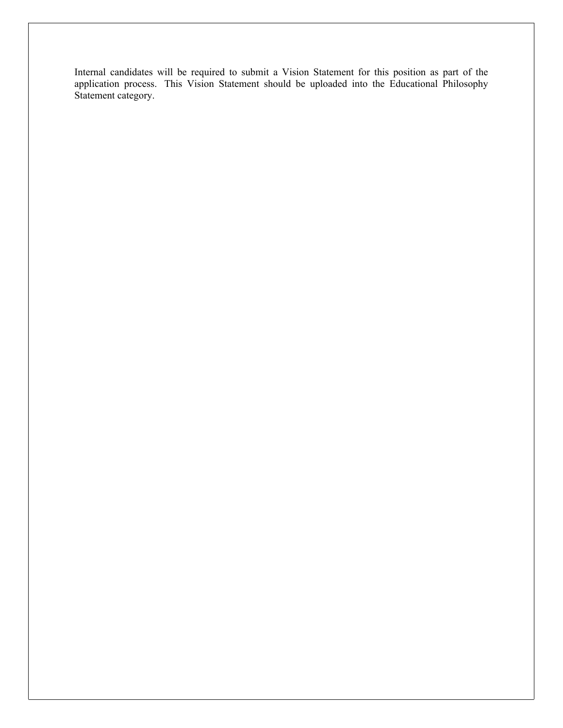Internal candidates will be required to submit a Vision Statement for this position as part of the application process. This Vision Statement should be uploaded into the Educational Philosophy Statement category.